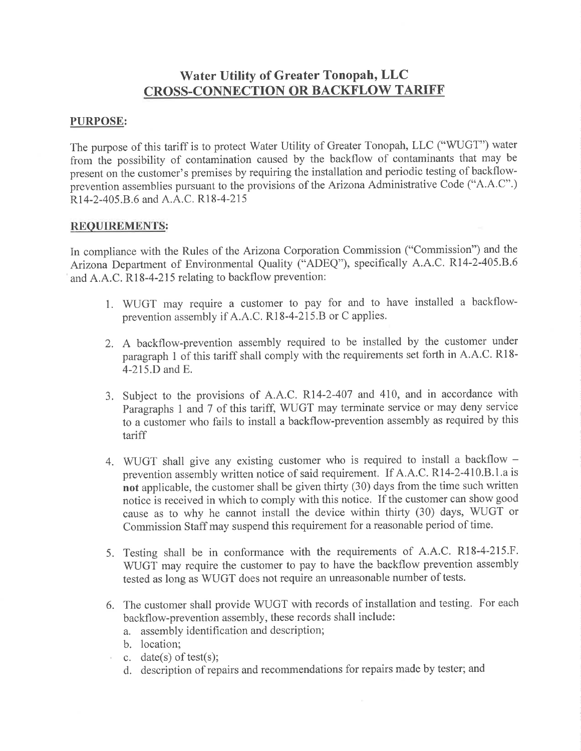# Water Utility of Greater Tonopah, LLC
## CROSS-CONNECTION OR BACKFLOW TARIFF

### PURPOSE:

The purpose of this tariff is to protect Water Utility of Greater Tonopah, LLC ("WUGT") water from the possibility of contamination caused by the backflow of contaminants that may be present on the customer's premises by requiring the installation and periodic testing of backflow-prevention assemblies pursuant to the provisions of the Arizona Administrative Code ("A.A.C".) R14-2-405.B.6 and A.A.C. R18-4-215

### REQUIREMENTS:

In compliance with the Rules of the Arizona Corporation Commission ("Commission") and the Arizona Department of Environmental Quality ("ADEQ"), specifically A.A.C. R14-2-405.B.6 and A.A.C. R18-4-215 relating to backflow prevention:

1. WUGT may require a customer to pay for and to have installed a backflow-prevention assembly if A.A.C. R18-4-215.B or C applies.

2. A backflow-prevention assembly required to be installed by the customer under paragraph 1 of this tariff shall comply with the requirements set forth in A.A.C. R18-4-215.D and E.

3. Subject to the provisions of A.A.C. R14-2-407 and 410, and in accordance with Paragraphs 1 and 7 of this tariff, WUGT may terminate service or may deny service to a customer who fails to install a backflow-prevention assembly as required by this tariff

4. WUGT shall give any existing customer who is required to install a backflow – prevention assembly written notice of said requirement. If A.A.C. R14-2-410.B.1.a is **not** applicable, the customer shall be given thirty (30) days from the time such written notice is received in which to comply with this notice. If the customer can show good cause as to why he cannot install the device within thirty (30) days, WUGT or Commission Staff may suspend this requirement for a reasonable period of time.

5. Testing shall be in conformance with the requirements of A.A.C. R18-4-215.F. WUGT may require the customer to pay to have the backflow prevention assembly tested as long as WUGT does not require an unreasonable number of tests.

6. The customer shall provide WUGT with records of installation and testing. For each backflow-prevention assembly, these records shall include:
   a. assembly identification and description;
   b. location;
   c. date(s) of test(s);
   d. description of repairs and recommendations for repairs made by tester; and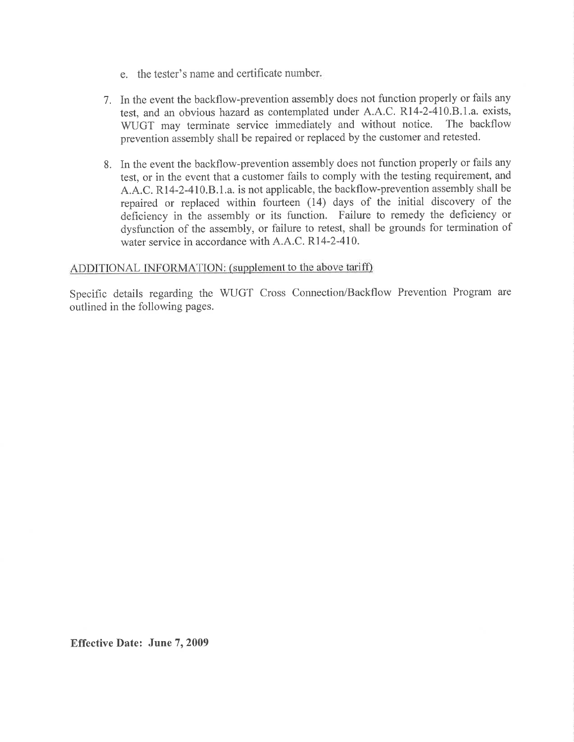e. the tester's name and certificate number.

7. In the event the backflow-prevention assembly does not function properly or fails any test, and an obvious hazard as contemplated under A.A.C. R14-2-410.B.1.a. exists, WUGT may terminate service immediately and without notice. The backflow prevention assembly shall be repaired or replaced by the customer and retested.

8. In the event the backflow-prevention assembly does not function properly or fails any test, or in the event that a customer fails to comply with the testing requirement, and A.A.C. R14-2-410.B.1.a. is not applicable, the backflow-prevention assembly shall be repaired or replaced within fourteen (14) days of the initial discovery of the deficiency in the assembly or its function. Failure to remedy the deficiency or dysfunction of the assembly, or failure to retest, shall be grounds for termination of water service in accordance with A.A.C. R14-2-410.

ADDITIONAL INFORMATION: (supplement to the above tariff)

Specific details regarding the WUGT Cross Connection/Backflow Prevention Program are outlined in the following pages.

**Effective Date: June 7, 2009**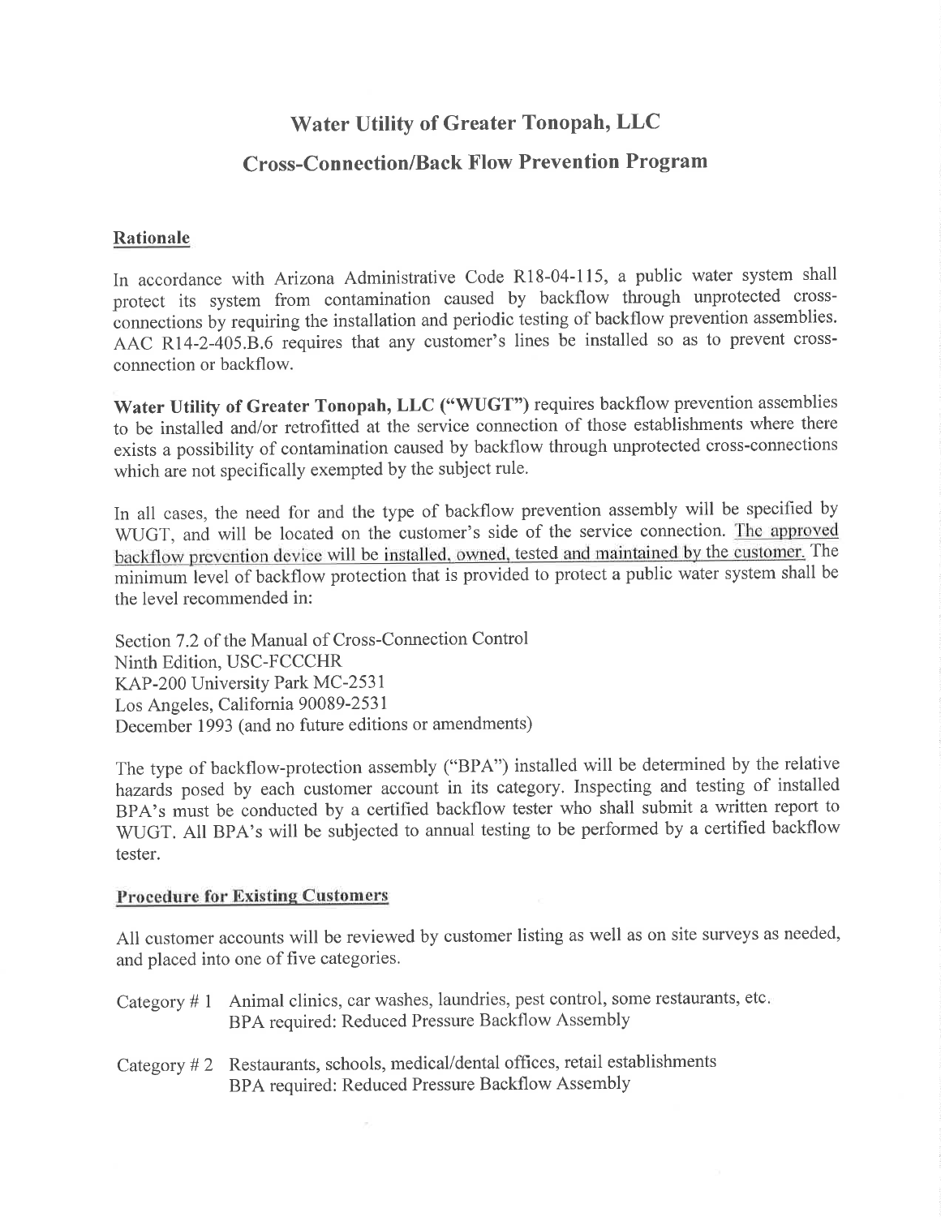# Water Utility of Greater Tonopah, LLC

## Cross-Connection/Back Flow Prevention Program

### Rationale

In accordance with Arizona Administrative Code R18-04-115, a public water system shall protect its system from contamination caused by backflow through unprotected cross-connections by requiring the installation and periodic testing of backflow prevention assemblies. AAC R14-2-405.B.6 requires that any customer's lines be installed so as to prevent cross-connection or backflow.

**Water Utility of Greater Tonopah, LLC ("WUGT")** requires backflow prevention assemblies to be installed and/or retrofitted at the service connection of those establishments where there exists a possibility of contamination caused by backflow through unprotected cross-connections which are not specifically exempted by the subject rule.

In all cases, the need for and the type of backflow prevention assembly will be specified by WUGT, and will be located on the customer's side of the service connection. The approved backflow prevention device will be installed, owned, tested and maintained by the customer. The minimum level of backflow protection that is provided to protect a public water system shall be the level recommended in:

Section 7.2 of the Manual of Cross-Connection Control
Ninth Edition, USC-FCCCHR
KAP-200 University Park MC-2531
Los Angeles, California 90089-2531
December 1993 (and no future editions or amendments)

The type of backflow-protection assembly ("BPA") installed will be determined by the relative hazards posed by each customer account in its category. Inspecting and testing of installed BPA's must be conducted by a certified backflow tester who shall submit a written report to WUGT. All BPA's will be subjected to annual testing to be performed by a certified backflow tester.

### Procedure for Existing Customers

All customer accounts will be reviewed by customer listing as well as on site surveys as needed, and placed into one of five categories.

Category # 1 Animal clinics, car washes, laundries, pest control, some restaurants, etc.
BPA required: Reduced Pressure Backflow Assembly

Category # 2 Restaurants, schools, medical/dental offices, retail establishments
BPA required: Reduced Pressure Backflow Assembly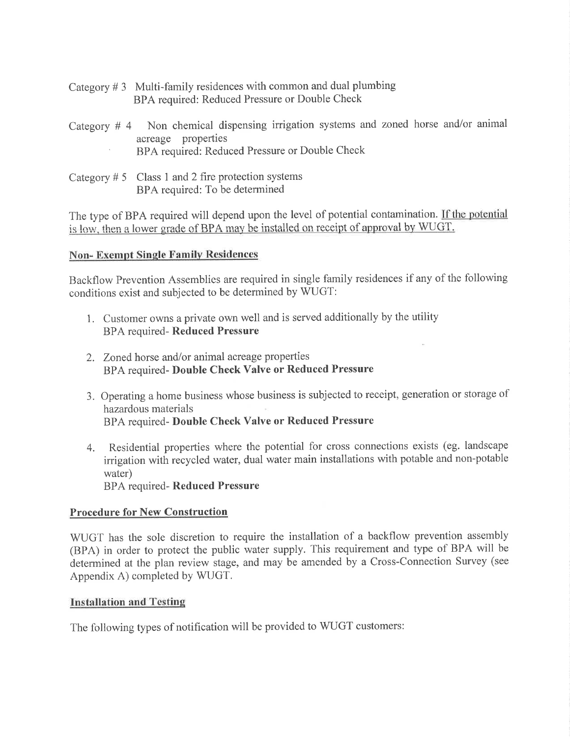Category # 3 Multi-family residences with common and dual plumbing
BPA required: Reduced Pressure or Double Check

Category # 4 Non chemical dispensing irrigation systems and zoned horse and/or animal acreage properties
BPA required: Reduced Pressure or Double Check

Category # 5 Class 1 and 2 fire protection systems
BPA required: To be determined

The type of BPA required will depend upon the level of potential contamination. <u>If the potential is low, then a lower grade of BPA may be installed on receipt of approval by WUGT.</u>

**<u>Non- Exempt Single Family Residences</u>**

Backflow Prevention Assemblies are required in single family residences if any of the following conditions exist and subjected to be determined by WUGT:

1. Customer owns a private own well and is served additionally by the utility
   BPA required- **Reduced Pressure**

2. Zoned horse and/or animal acreage properties
   BPA required- **Double Check Valve or Reduced Pressure**

3. Operating a home business whose business is subjected to receipt, generation or storage of hazardous materials
   BPA required- **Double Check Valve or Reduced Pressure**

4. Residential properties where the potential for cross connections exists (eg. landscape irrigation with recycled water, dual water main installations with potable and non-potable water)
   BPA required- **Reduced Pressure**

**<u>Procedure for New Construction</u>**

WUGT has the sole discretion to require the installation of a backflow prevention assembly (BPA) in order to protect the public water supply. This requirement and type of BPA will be determined at the plan review stage, and may be amended by a Cross-Connection Survey (see Appendix A) completed by WUGT.

**<u>Installation and Testing</u>**

The following types of notification will be provided to WUGT customers: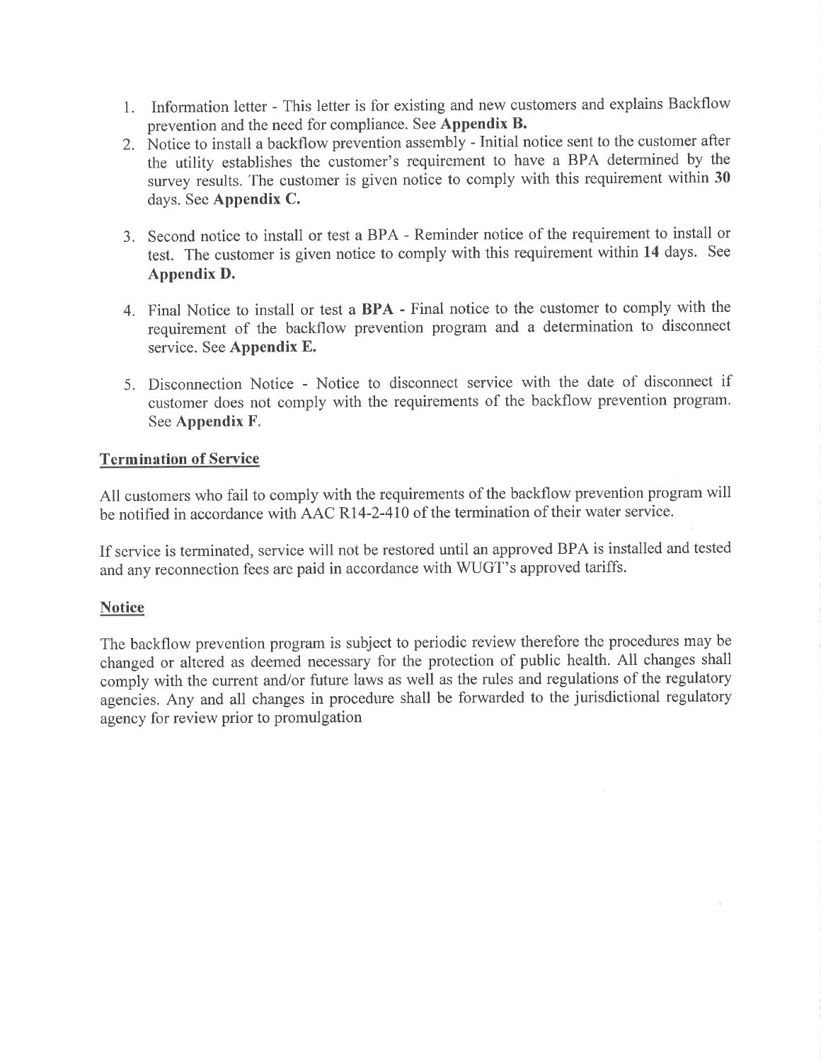1. Information letter - This letter is for existing and new customers and explains Backflow prevention and the need for compliance. See **Appendix B.**
2. Notice to install a backflow prevention assembly - Initial notice sent to the customer after the utility establishes the customer's requirement to have a BPA determined by the survey results. The customer is given notice to comply with this requirement within **30** days. See **Appendix C.**
3. Second notice to install or test a BPA - Reminder notice of the requirement to install or test. The customer is given notice to comply with this requirement within **14** days. See **Appendix D.**
4. Final Notice to install or test a **BPA -** Final notice to the customer to comply with the requirement of the backflow prevention program and a determination to disconnect service. See **Appendix E.**
5. Disconnection Notice - Notice to disconnect service with the date of disconnect if customer does not comply with the requirements of the backflow prevention program. See **Appendix F**.

**Termination of Service**

All customers who fail to comply with the requirements of the backflow prevention program will be notified in accordance with AAC R14-2-410 of the termination of their water service.

If service is terminated, service will not be restored until an approved BPA is installed and tested and any reconnection fees are paid in accordance with WUGT's approved tariffs.

**Notice**

The backflow prevention program is subject to periodic review therefore the procedures may be changed or altered as deemed necessary for the protection of public health. All changes shall comply with the current and/or future laws as well as the rules and regulations of the regulatory agencies. Any and all changes in procedure shall be forwarded to the jurisdictional regulatory agency for review prior to promulgation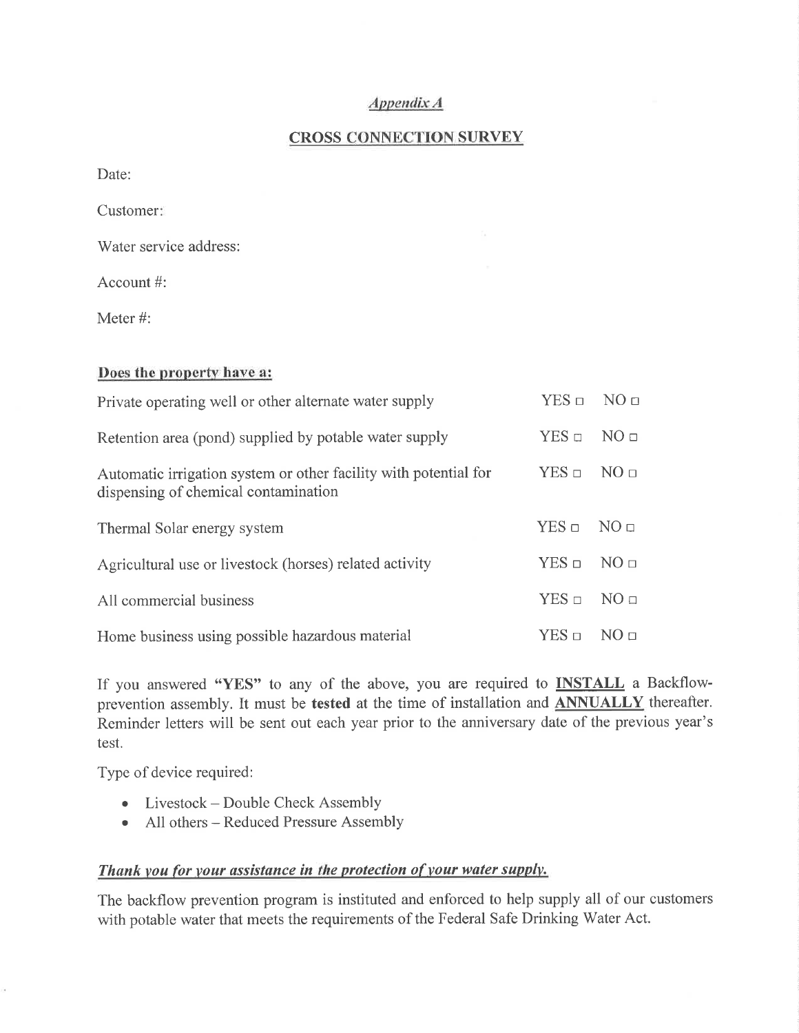*Appendix A*

## CROSS CONNECTION SURVEY

Date:

Customer:

Water service address:

Account #:

Meter #:

**Does the property have a:**

| | |
|---|---|
| Private operating well or other alternate water supply | YES □ NO □ |
| Retention area (pond) supplied by potable water supply | YES □ NO □ |
| Automatic irrigation system or other facility with potential for dispensing of chemical contamination | YES □ NO □ |
| Thermal Solar energy system | YES □ NO □ |
| Agricultural use or livestock (horses) related activity | YES □ NO □ |
| All commercial business | YES □ NO □ |
| Home business using possible hazardous material | YES □ NO □ |

If you answered **"YES"** to any of the above, you are required to **INSTALL** a Backflow-prevention assembly. It must be **tested** at the time of installation and **ANNUALLY** thereafter. Reminder letters will be sent out each year prior to the anniversary date of the previous year's test.

Type of device required:

- Livestock – Double Check Assembly
- All others – Reduced Pressure Assembly

***Thank you for your assistance in the protection of your water supply.***

The backflow prevention program is instituted and enforced to help supply all of our customers with potable water that meets the requirements of the Federal Safe Drinking Water Act.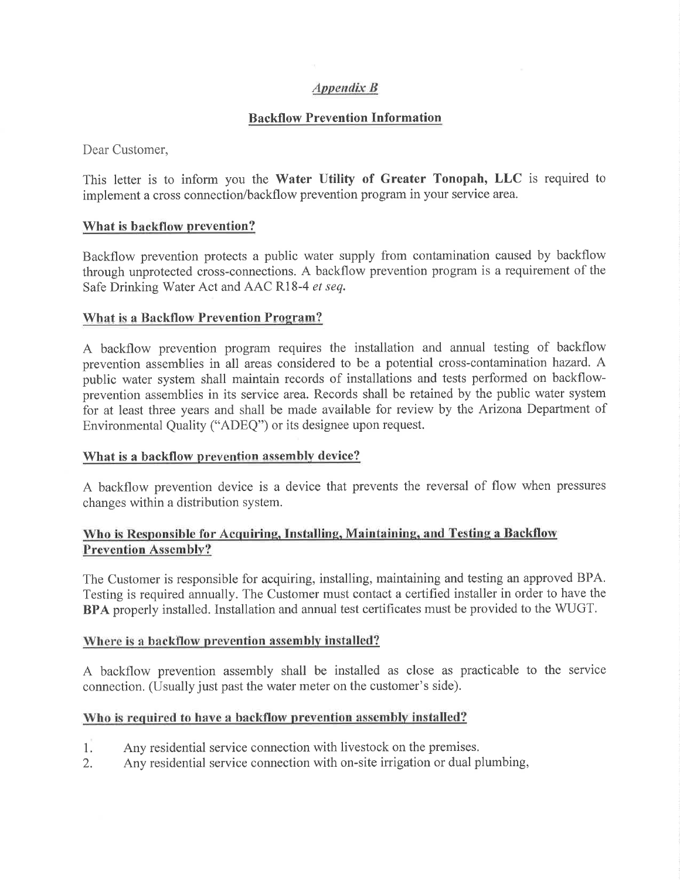*Appendix B*

## Backflow Prevention Information

Dear Customer,

This letter is to inform you the **Water Utility of Greater Tonopah, LLC** is required to implement a cross connection/backflow prevention program in your service area.

### What is backflow prevention?

Backflow prevention protects a public water supply from contamination caused by backflow through unprotected cross-connections. A backflow prevention program is a requirement of the Safe Drinking Water Act and AAC R18-4 *et seq.*

### What is a Backflow Prevention Program?

A backflow prevention program requires the installation and annual testing of backflow prevention assemblies in all areas considered to be a potential cross-contamination hazard. A public water system shall maintain records of installations and tests performed on backflow-prevention assemblies in its service area. Records shall be retained by the public water system for at least three years and shall be made available for review by the Arizona Department of Environmental Quality ("ADEQ") or its designee upon request.

### What is a backflow prevention assembly device?

A backflow prevention device is a device that prevents the reversal of flow when pressures changes within a distribution system.

### Who is Responsible for Acquiring, Installing, Maintaining, and Testing a Backflow Prevention Assembly?

The Customer is responsible for acquiring, installing, maintaining and testing an approved BPA. Testing is required annually. The Customer must contact a certified installer in order to have the **BPA** properly installed. Installation and annual test certificates must be provided to the WUGT.

### Where is a backflow prevention assembly installed?

A backflow prevention assembly shall be installed as close as practicable to the service connection. (Usually just past the water meter on the customer's side).

### Who is required to have a backflow prevention assembly installed?

1. Any residential service connection with livestock on the premises.
2. Any residential service connection with on-site irrigation or dual plumbing,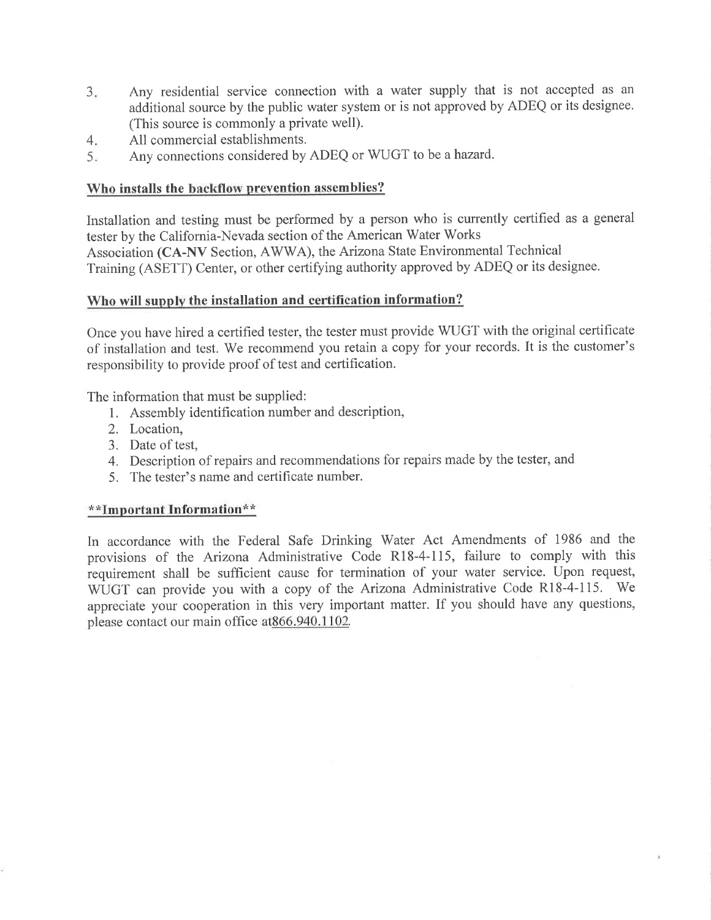3. Any residential service connection with a water supply that is not accepted as an additional source by the public water system or is not approved by ADEQ or its designee. (This source is commonly a private well).
4. All commercial establishments.
5. Any connections considered by ADEQ or WUGT to be a hazard.

## Who installs the backflow prevention assemblies?

Installation and testing must be performed by a person who is currently certified as a general tester by the California-Nevada section of the American Water Works Association (**CA-NV** Section, AWWA), the Arizona State Environmental Technical Training (ASETT) Center, or other certifying authority approved by ADEQ or its designee.

## Who will supply the installation and certification information?

Once you have hired a certified tester, the tester must provide WUGT with the original certificate of installation and test. We recommend you retain a copy for your records. It is the customer's responsibility to provide proof of test and certification.

The information that must be supplied:

1. Assembly identification number and description,
2. Location,
3. Date of test,
4. Description of repairs and recommendations for repairs made by the tester, and
5. The tester's name and certificate number.

## **Important Information**

In accordance with the Federal Safe Drinking Water Act Amendments of 1986 and the provisions of the Arizona Administrative Code R18-4-115, failure to comply with this requirement shall be sufficient cause for termination of your water service. Upon request, WUGT can provide you with a copy of the Arizona Administrative Code R18-4-115. We appreciate your cooperation in this very important matter. If you should have any questions, please contact our main office at866.940.1102.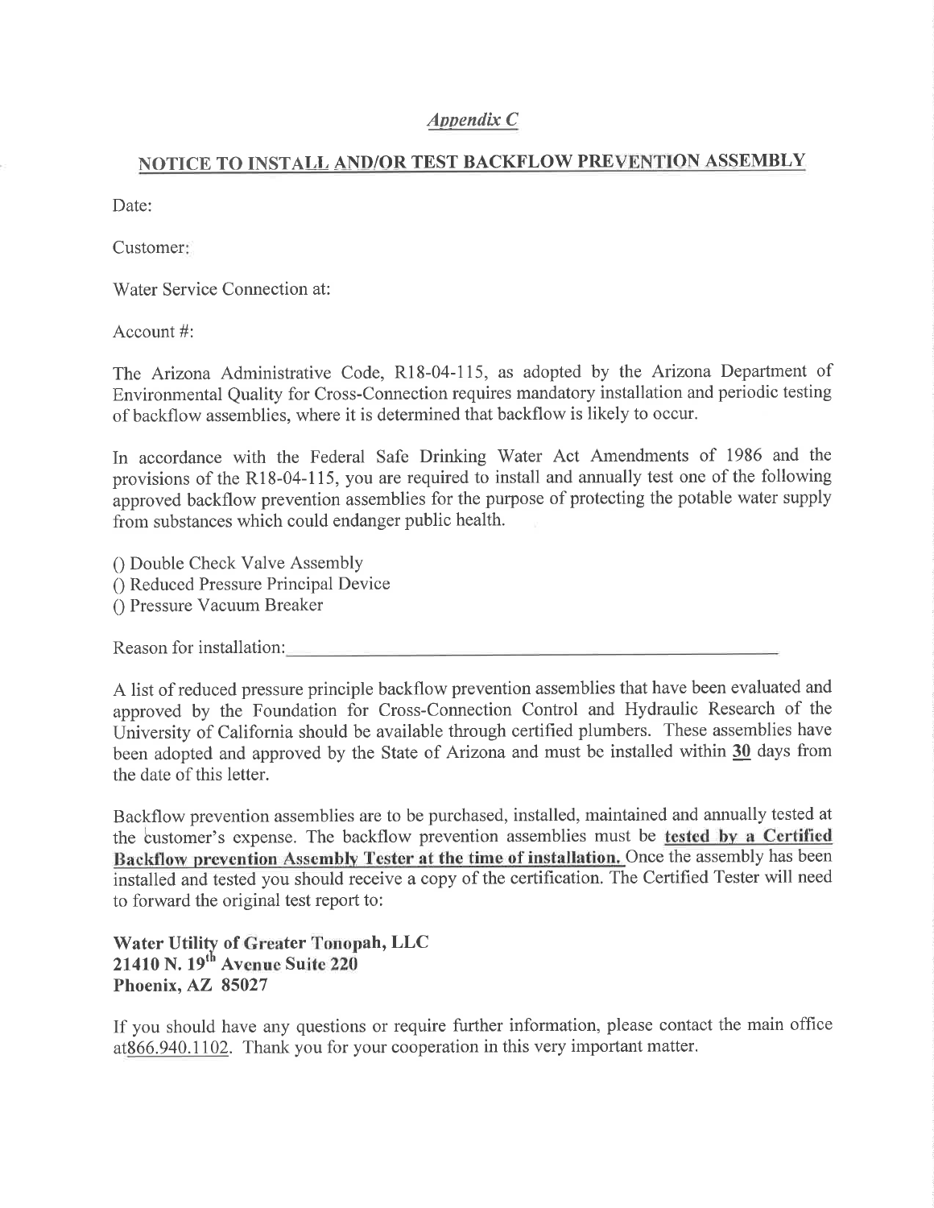*Appendix C*

## NOTICE TO INSTALL AND/OR TEST BACKFLOW PREVENTION ASSEMBLY

Date:

Customer:

Water Service Connection at:

Account #:

The Arizona Administrative Code, R18-04-115, as adopted by the Arizona Department of Environmental Quality for Cross-Connection requires mandatory installation and periodic testing of backflow assemblies, where it is determined that backflow is likely to occur.

In accordance with the Federal Safe Drinking Water Act Amendments of 1986 and the provisions of the R18-04-115, you are required to install and annually test one of the following approved backflow prevention assemblies for the purpose of protecting the potable water supply from substances which could endanger public health.

() Double Check Valve Assembly
() Reduced Pressure Principal Device
() Pressure Vacuum Breaker

Reason for installation:\_\_\_\_\_\_\_\_\_\_\_\_\_\_\_\_\_\_\_\_\_\_\_\_\_\_\_\_\_\_\_\_\_\_\_\_\_\_\_\_

A list of reduced pressure principle backflow prevention assemblies that have been evaluated and approved by the Foundation for Cross-Connection Control and Hydraulic Research of the University of California should be available through certified plumbers. These assemblies have been adopted and approved by the State of Arizona and must be installed within **30** days from the date of this letter.

Backflow prevention assemblies are to be purchased, installed, maintained and annually tested at the customer's expense. The backflow prevention assemblies must be **tested by a Certified Backflow prevention Assembly Tester at the time of installation.** Once the assembly has been installed and tested you should receive a copy of the certification. The Certified Tester will need to forward the original test report to:

**Water Utility of Greater Tonopah, LLC**
**21410 N. 19th Avenue Suite 220**
**Phoenix, AZ 85027**

If you should have any questions or require further information, please contact the main office at866.940.1102. Thank you for your cooperation in this very important matter.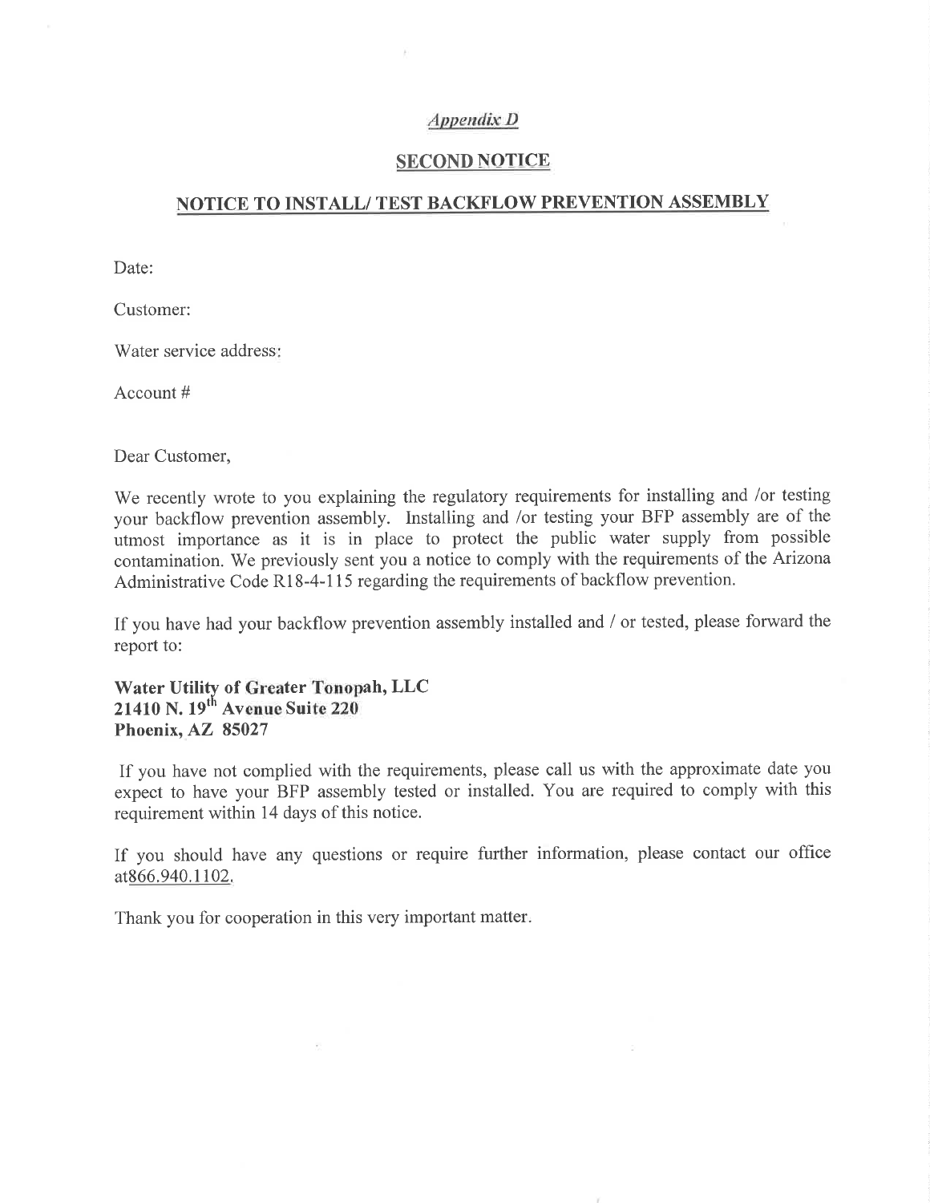*Appendix D*

## SECOND NOTICE

## NOTICE TO INSTALL/ TEST BACKFLOW PREVENTION ASSEMBLY

Date:

Customer:

Water service address:

Account #

Dear Customer,

We recently wrote to you explaining the regulatory requirements for installing and /or testing your backflow prevention assembly. Installing and /or testing your BFP assembly are of the utmost importance as it is in place to protect the public water supply from possible contamination. We previously sent you a notice to comply with the requirements of the Arizona Administrative Code R18-4-115 regarding the requirements of backflow prevention.

If you have had your backflow prevention assembly installed and / or tested, please forward the report to:

**Water Utility of Greater Tonopah, LLC**
**21410 N. 19th Avenue Suite 220**
**Phoenix, AZ 85027**

If you have not complied with the requirements, please call us with the approximate date you expect to have your BFP assembly tested or installed. You are required to comply with this requirement within 14 days of this notice.

If you should have any questions or require further information, please contact our office at866.940.1102.

Thank you for cooperation in this very important matter.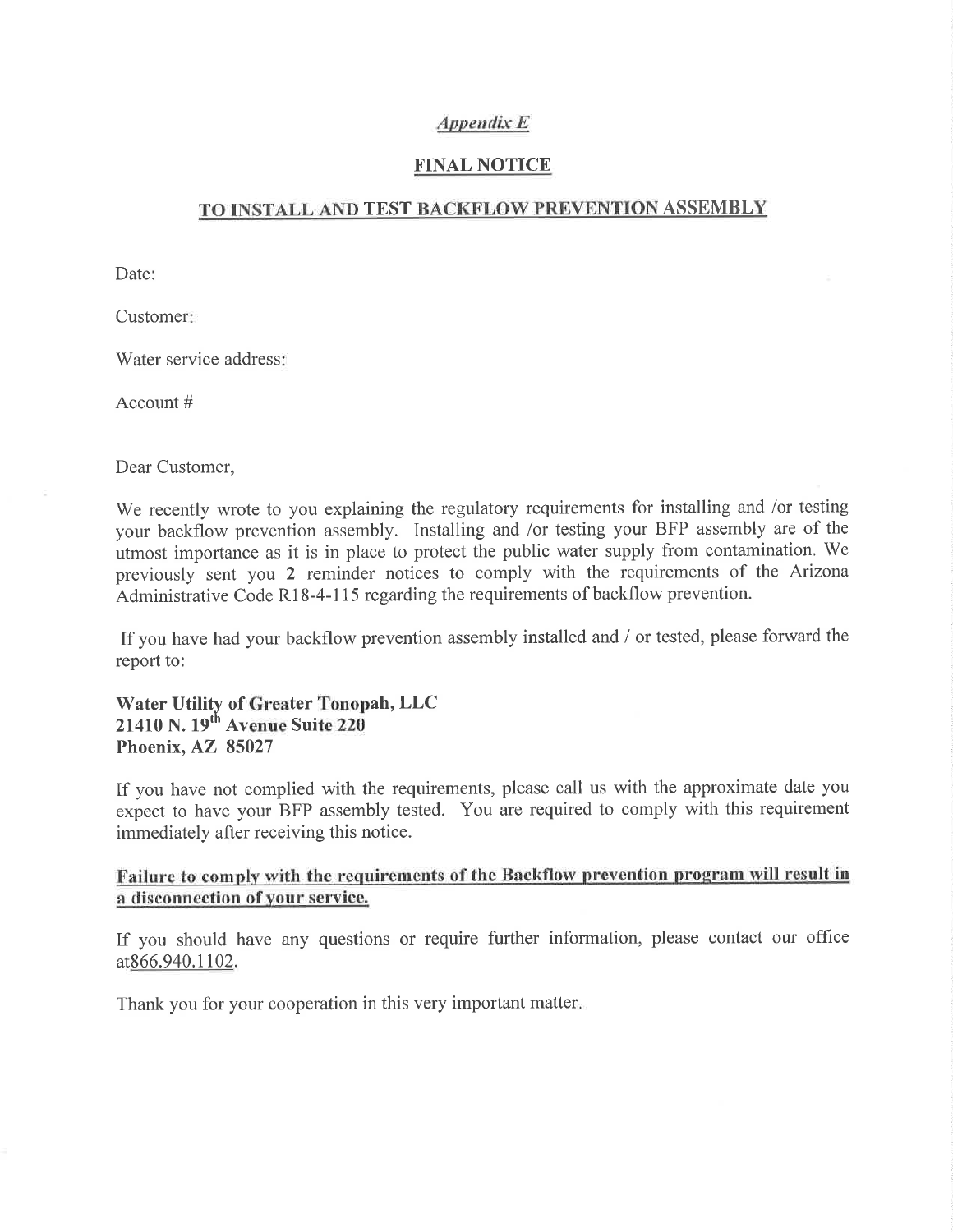*Appendix E*

## FINAL NOTICE

## TO INSTALL AND TEST BACKFLOW PREVENTION ASSEMBLY

Date:

Customer:

Water service address:

Account #

Dear Customer,

We recently wrote to you explaining the regulatory requirements for installing and /or testing your backflow prevention assembly. Installing and /or testing your BFP assembly are of the utmost importance as it is in place to protect the public water supply from contamination. We previously sent you **2** reminder notices to comply with the requirements of the Arizona Administrative Code R18-4-115 regarding the requirements of backflow prevention.

If you have had your backflow prevention assembly installed and / or tested, please forward the report to:

**Water Utility of Greater Tonopah, LLC**
**21410 N. 19th Avenue Suite 220**
**Phoenix, AZ 85027**

If you have not complied with the requirements, please call us with the approximate date you expect to have your BFP assembly tested. You are required to comply with this requirement immediately after receiving this notice.

**Failure to comply with the requirements of the Backflow prevention program will result in a disconnection of your service.**

If you should have any questions or require further information, please contact our office at866.940.1102.

Thank you for your cooperation in this very important matter.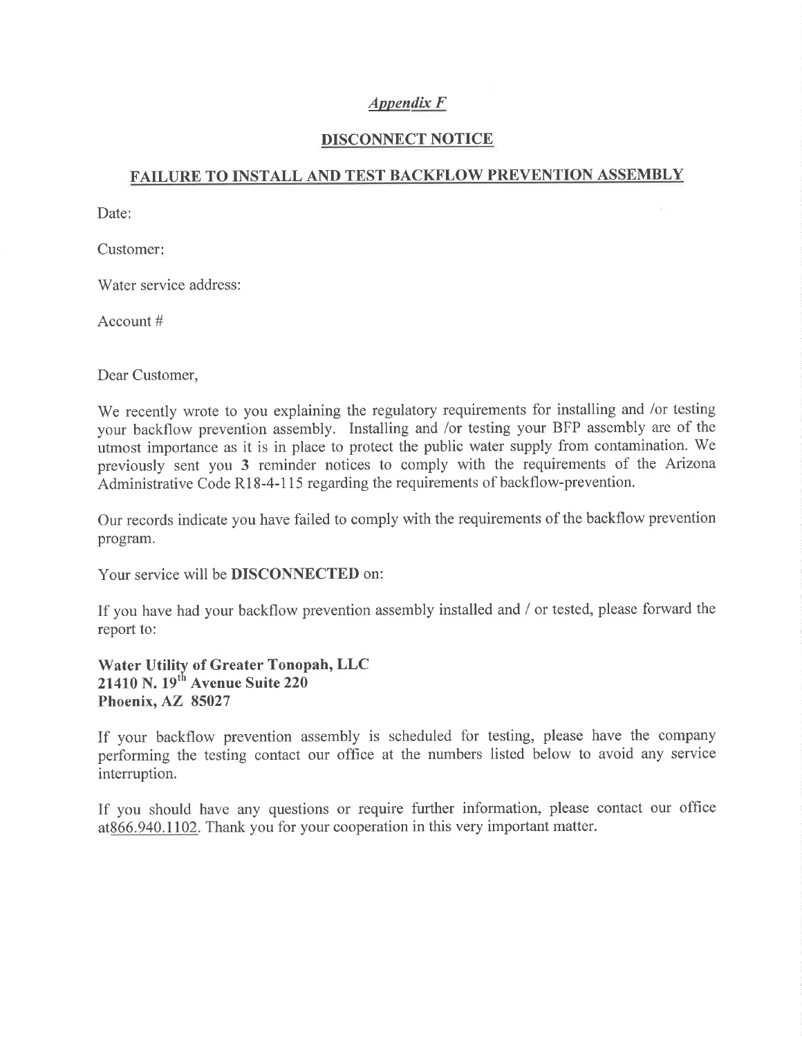*Appendix F*

## DISCONNECT NOTICE

## FAILURE TO INSTALL AND TEST BACKFLOW PREVENTION ASSEMBLY

Date:

Customer:

Water service address:

Account #

Dear Customer,

We recently wrote to you explaining the regulatory requirements for installing and /or testing your backflow prevention assembly. Installing and /or testing your BFP assembly are of the utmost importance as it is in place to protect the public water supply from contamination. We previously sent you **3** reminder notices to comply with the requirements of the Arizona Administrative Code R18-4-115 regarding the requirements of backflow-prevention.

Our records indicate you have failed to comply with the requirements of the backflow prevention program.

Your service will be **DISCONNECTED** on:

If you have had your backflow prevention assembly installed and / or tested, please forward the report to:

**Water Utility of Greater Tonopah, LLC**
**21410 N. 19th Avenue Suite 220**
**Phoenix, AZ 85027**

If your backflow prevention assembly is scheduled for testing, please have the company performing the testing contact our office at the numbers listed below to avoid any service interruption.

If you should have any questions or require further information, please contact our office at866.940.1102. Thank you for your cooperation in this very important matter.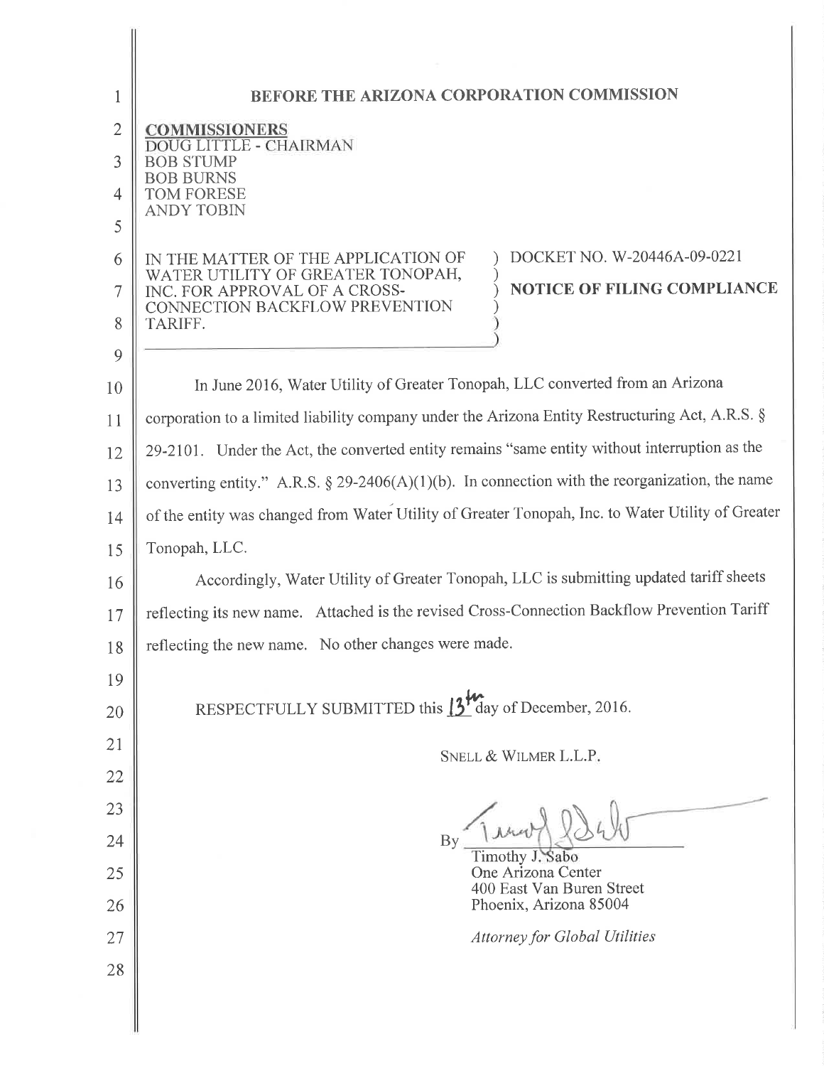# BEFORE THE ARIZONA CORPORATION COMMISSION

**COMMISSIONERS**
DOUG LITTLE - CHAIRMAN
BOB STUMP
BOB BURNS
TOM FORESE
ANDY TOBIN

| | |
|---|---|
| IN THE MATTER OF THE APPLICATION OF WATER UTILITY OF GREATER TONOPAH, INC. FOR APPROVAL OF A CROSS-CONNECTION BACKFLOW PREVENTION TARIFF. | DOCKET NO. W-20446A-09-0221<br><br>**NOTICE OF FILING COMPLIANCE** |

In June 2016, Water Utility of Greater Tonopah, LLC converted from an Arizona corporation to a limited liability company under the Arizona Entity Restructuring Act, A.R.S. § 29-2101. Under the Act, the converted entity remains "same entity without interruption as the converting entity." A.R.S. § 29-2406(A)(1)(b). In connection with the reorganization, the name of the entity was changed from Water Utility of Greater Tonopah, Inc. to Water Utility of Greater Tonopah, LLC.

Accordingly, Water Utility of Greater Tonopah, LLC is submitting updated tariff sheets reflecting its new name. Attached is the revised Cross-Connection Backflow Prevention Tariff reflecting the new name. No other changes were made.

RESPECTFULLY SUBMITTED this 13th day of December, 2016.

SNELL & WILMER L.L.P.

By ______________________
Timothy J. Sabo
One Arizona Center
400 East Van Buren Street
Phoenix, Arizona 85004

*Attorney for Global Utilities*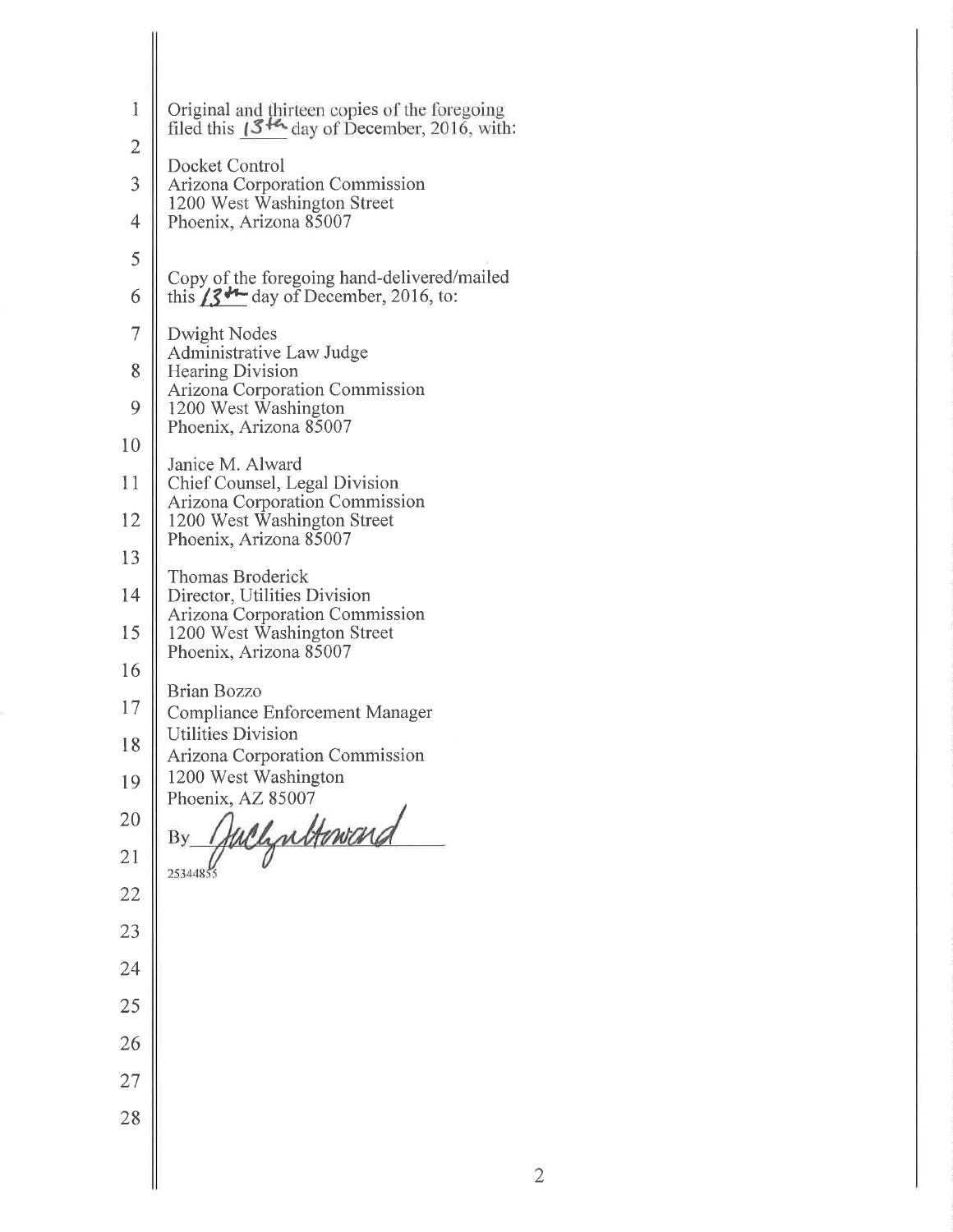Original and thirteen copies of the foregoing filed this 13th day of December, 2016, with:

Docket Control
Arizona Corporation Commission
1200 West Washington Street
Phoenix, Arizona 85007

Copy of the foregoing hand-delivered/mailed this 13th day of December, 2016, to:

Dwight Nodes
Administrative Law Judge
Hearing Division
Arizona Corporation Commission
1200 West Washington
Phoenix, Arizona 85007

Janice M. Alward
Chief Counsel, Legal Division
Arizona Corporation Commission
1200 West Washington Street
Phoenix, Arizona 85007

Thomas Broderick
Director, Utilities Division
Arizona Corporation Commission
1200 West Washington Street
Phoenix, Arizona 85007

Brian Bozzo
Compliance Enforcement Manager
Utilities Division
Arizona Corporation Commission
1200 West Washington
Phoenix, AZ 85007

By Jaclyn Howard

25344855